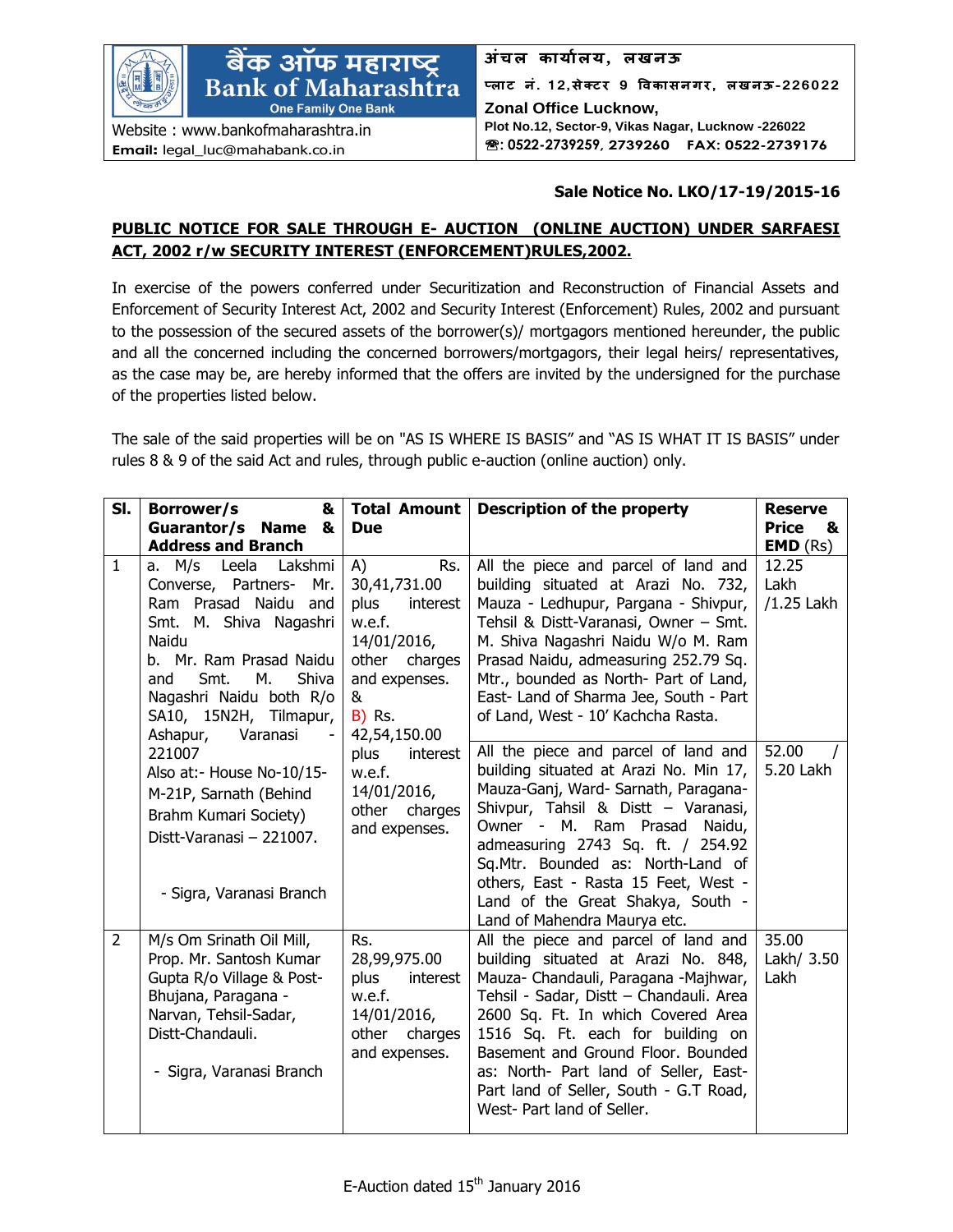बैंक ऑफ महाराष्ट्र
Bank of Maharashtra
One Family One Bank

Website : www.bankofmaharashtra.in
**Email:** legal_luc@mahabank.co.in

अंचल कार्यालय, लखनऊ
प्लाट नं. 12,सेक्टर 9 विकासनगर, लखनऊ-226022
**Zonal Office Lucknow,**
Plot No.12, Sector-9, Vikas Nagar, Lucknow -226022
☎: 0522-2739259, 2739260 FAX: 0522-2739176

**Sale Notice No. LKO/17-19/2015-16**

**PUBLIC NOTICE FOR SALE THROUGH E- AUCTION (ONLINE AUCTION) UNDER SARFAESI ACT, 2002 r/w SECURITY INTEREST (ENFORCEMENT)RULES,2002.**

In exercise of the powers conferred under Securitization and Reconstruction of Financial Assets and Enforcement of Security Interest Act, 2002 and Security Interest (Enforcement) Rules, 2002 and pursuant to the possession of the secured assets of the borrower(s)/ mortgagors mentioned hereunder, the public and all the concerned including the concerned borrowers/mortgagors, their legal heirs/ representatives, as the case may be, are hereby informed that the offers are invited by the undersigned for the purchase of the properties listed below.

The sale of the said properties will be on "AS IS WHERE IS BASIS" and "AS IS WHAT IT IS BASIS" under rules 8 & 9 of the said Act and rules, through public e-auction (online auction) only.

| Sl. | Borrower/s & Guarantor/s Name & Address and Branch | Total Amount Due | Description of the property | Reserve Price & EMD (Rs) |
|---|---|---|---|---|
| 1 | a. M/s Leela Lakshmi Converse, Partners- Mr. Ram Prasad Naidu and Smt. M. Shiva Nagashri Naidu<br>b. Mr. Ram Prasad Naidu and Smt. M. Shiva Nagashri Naidu both R/o SA10, 15N2H, Tilmapur, Ashapur, Varanasi - 221007<br>Also at:- House No-10/15-M-21P, Sarnath (Behind Brahm Kumari Society) Distt-Varanasi – 221007.<br><br>- Sigra, Varanasi Branch | A) Rs. 30,41,731.00 plus interest w.e.f. 14/01/2016, other charges and expenses.<br>&<br>B) Rs. 42,54,150.00 plus interest w.e.f. 14/01/2016, other charges and expenses. | All the piece and parcel of land and building situated at Arazi No. 732, Mauza - Ledhupur, Pargana - Shivpur, Tehsil & Distt-Varanasi, Owner – Smt. M. Shiva Nagashri Naidu W/o M. Ram Prasad Naidu, admeasuring 252.79 Sq. Mtr., bounded as North- Part of Land, East- Land of Sharma Jee, South - Part of Land, West - 10' Kachcha Rasta. | 12.25 Lakh /1.25 Lakh |
| | | | All the piece and parcel of land and building situated at Arazi No. Min 17, Mauza-Ganj, Ward- Sarnath, Paragana-Shivpur, Tahsil & Distt – Varanasi, Owner - M. Ram Prasad Naidu, admeasuring 2743 Sq. ft. / 254.92 Sq.Mtr. Bounded as: North-Land of others, East - Rasta 15 Feet, West - Land of the Great Shakya, South - Land of Mahendra Maurya etc. | 52.00 / 5.20 Lakh |
| 2 | M/s Om Srinath Oil Mill, Prop. Mr. Santosh Kumar Gupta R/o Village & Post-Bhujana, Paragana - Narvan, Tehsil-Sadar, Distt-Chandauli.<br><br>- Sigra, Varanasi Branch | Rs. 28,99,975.00 plus interest w.e.f. 14/01/2016, other charges and expenses. | All the piece and parcel of land and building situated at Arazi No. 848, Mauza- Chandauli, Paragana -Majhwar, Tehsil - Sadar, Distt – Chandauli. Area 2600 Sq. Ft. In which Covered Area 1516 Sq. Ft. each for building on Basement and Ground Floor. Bounded as: North- Part land of Seller, East- Part land of Seller, South - G.T Road, West- Part land of Seller. | 35.00 Lakh/ 3.50 Lakh |

E-Auction dated 15th January 2016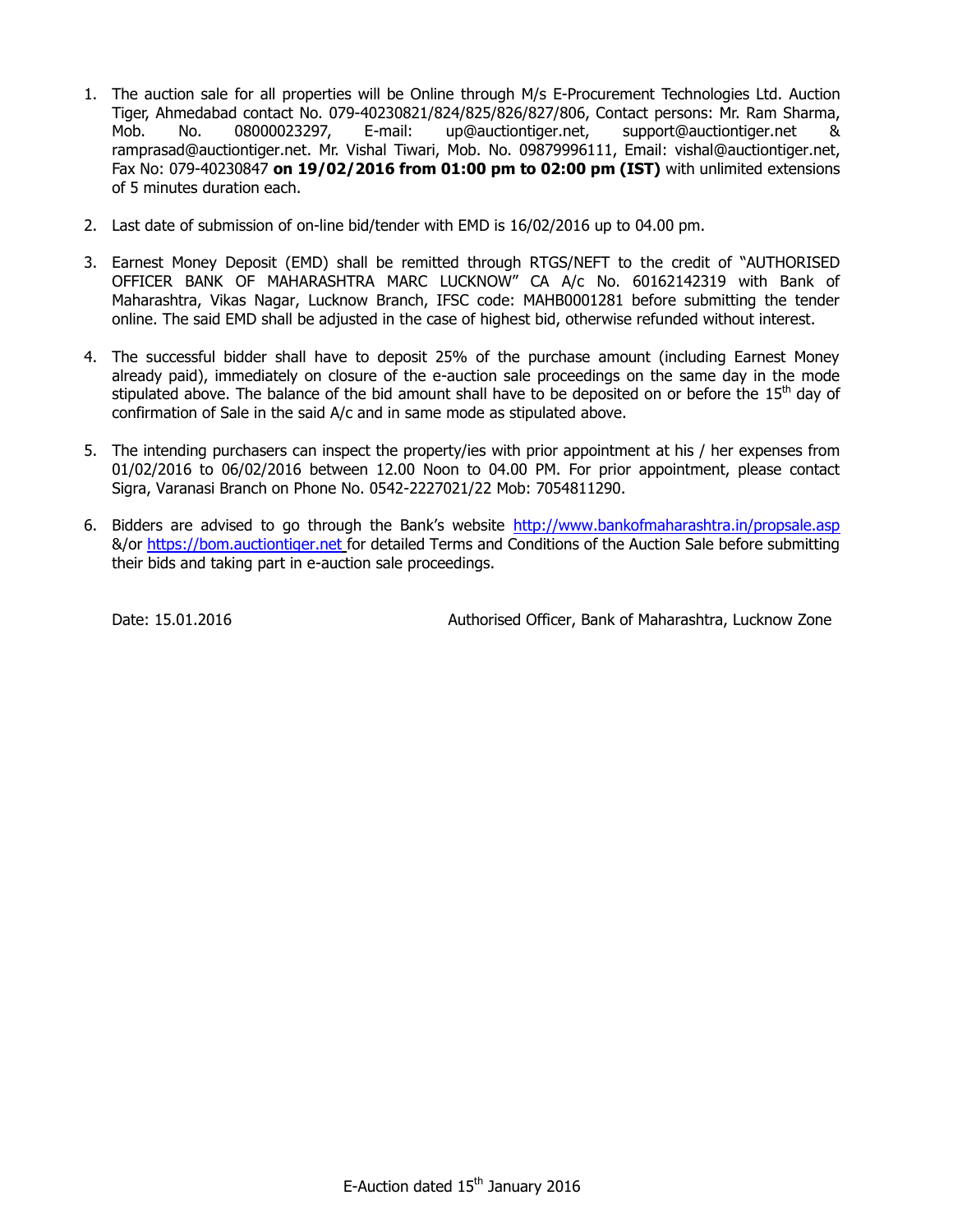1. The auction sale for all properties will be Online through M/s E-Procurement Technologies Ltd. Auction Tiger, Ahmedabad contact No. 079-40230821/824/825/826/827/806, Contact persons: Mr. Ram Sharma, Mob. No. 08000023297, E-mail: up@auctiontiger.net, support@auctiontiger.net & ramprasad@auctiontiger.net. Mr. Vishal Tiwari, Mob. No. 09879996111, Email: vishal@auctiontiger.net, Fax No: 079-40230847 **on 19/02/2016 from 01:00 pm to 02:00 pm (IST)** with unlimited extensions of 5 minutes duration each.

2. Last date of submission of on-line bid/tender with EMD is 16/02/2016 up to 04.00 pm.

3. Earnest Money Deposit (EMD) shall be remitted through RTGS/NEFT to the credit of "AUTHORISED OFFICER BANK OF MAHARASHTRA MARC LUCKNOW" CA A/c No. 60162142319 with Bank of Maharashtra, Vikas Nagar, Lucknow Branch, IFSC code: MAHB0001281 before submitting the tender online. The said EMD shall be adjusted in the case of highest bid, otherwise refunded without interest.

4. The successful bidder shall have to deposit 25% of the purchase amount (including Earnest Money already paid), immediately on closure of the e-auction sale proceedings on the same day in the mode stipulated above. The balance of the bid amount shall have to be deposited on or before the 15th day of confirmation of Sale in the said A/c and in same mode as stipulated above.

5. The intending purchasers can inspect the property/ies with prior appointment at his / her expenses from 01/02/2016 to 06/02/2016 between 12.00 Noon to 04.00 PM. For prior appointment, please contact Sigra, Varanasi Branch on Phone No. 0542-2227021/22 Mob: 7054811290.

6. Bidders are advised to go through the Bank's website http://www.bankofmaharashtra.in/propsale.asp &/or https://bom.auctiontiger.net for detailed Terms and Conditions of the Auction Sale before submitting their bids and taking part in e-auction sale proceedings.

Date: 15.01.2016 Authorised Officer, Bank of Maharashtra, Lucknow Zone